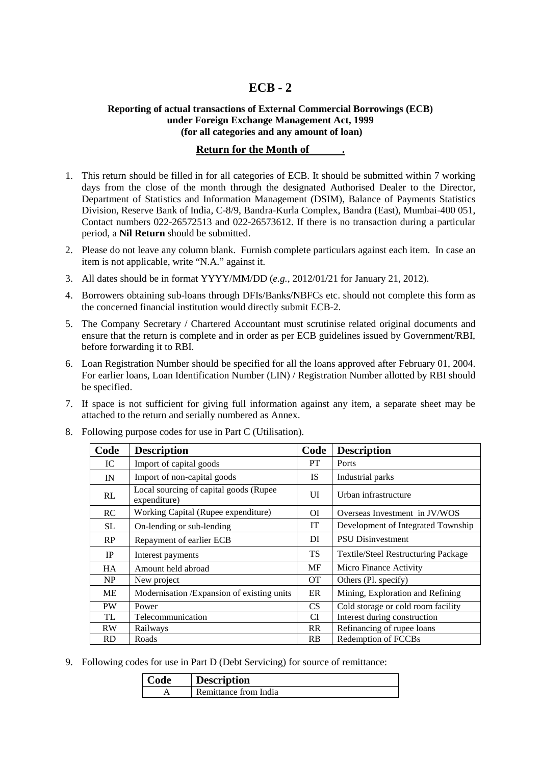# ECB - 2

**Reporting of actual transactions of External Commercial Borrowings (ECB) under Foreign Exchange Management Act, 1999 (for all categories and any amount of loan)**

**Return for the Month of \_\_\_\_\_.**

1. This return should be filled in for all categories of ECB. It should be submitted within 7 working days from the close of the month through the designated Authorised Dealer to the Director, Department of Statistics and Information Management (DSIM), Balance of Payments Statistics Division, Reserve Bank of India, C-8/9, Bandra-Kurla Complex, Bandra (East), Mumbai-400 051, Contact numbers 022-26572513 and 022-26573612. If there is no transaction during a particular period, a **Nil Return** should be submitted.
2. Please do not leave any column blank. Furnish complete particulars against each item. In case an item is not applicable, write "N.A." against it.
3. All dates should be in format YYYY/MM/DD (*e.g.*, 2012/01/21 for January 21, 2012).
4. Borrowers obtaining sub-loans through DFIs/Banks/NBFCs etc. should not complete this form as the concerned financial institution would directly submit ECB-2.
5. The Company Secretary / Chartered Accountant must scrutinise related original documents and ensure that the return is complete and in order as per ECB guidelines issued by Government/RBI, before forwarding it to RBI.
6. Loan Registration Number should be specified for all the loans approved after February 01, 2004. For earlier loans, Loan Identification Number (LIN) / Registration Number allotted by RBI should be specified.
7. If space is not sufficient for giving full information against any item, a separate sheet may be attached to the return and serially numbered as Annex.
8. Following purpose codes for use in Part C (Utilisation).

| Code | Description | Code | Description |
|---|---|---|---|
| IC | Import of capital goods | PT | Ports |
| IN | Import of non-capital goods | IS | Industrial parks |
| RL | Local sourcing of capital goods (Rupee expenditure) | UI | Urban infrastructure |
| RC | Working Capital (Rupee expenditure) | OI | Overseas Investment in JV/WOS |
| SL | On-lending or sub-lending | IT | Development of Integrated Township |
| RP | Repayment of earlier ECB | DI | PSU Disinvestment |
| IP | Interest payments | TS | Textile/Steel Restructuring Package |
| HA | Amount held abroad | MF | Micro Finance Activity |
| NP | New project | OT | Others (Pl. specify) |
| ME | Modernisation /Expansion of existing units | ER | Mining, Exploration and Refining |
| PW | Power | CS | Cold storage or cold room facility |
| TL | Telecommunication | CI | Interest during construction |
| RW | Railways | RR | Refinancing of rupee loans |
| RD | Roads | RB | Redemption of FCCBs |

9. Following codes for use in Part D (Debt Servicing) for source of remittance:

| Code | Description |
|---|---|
| A | Remittance from India |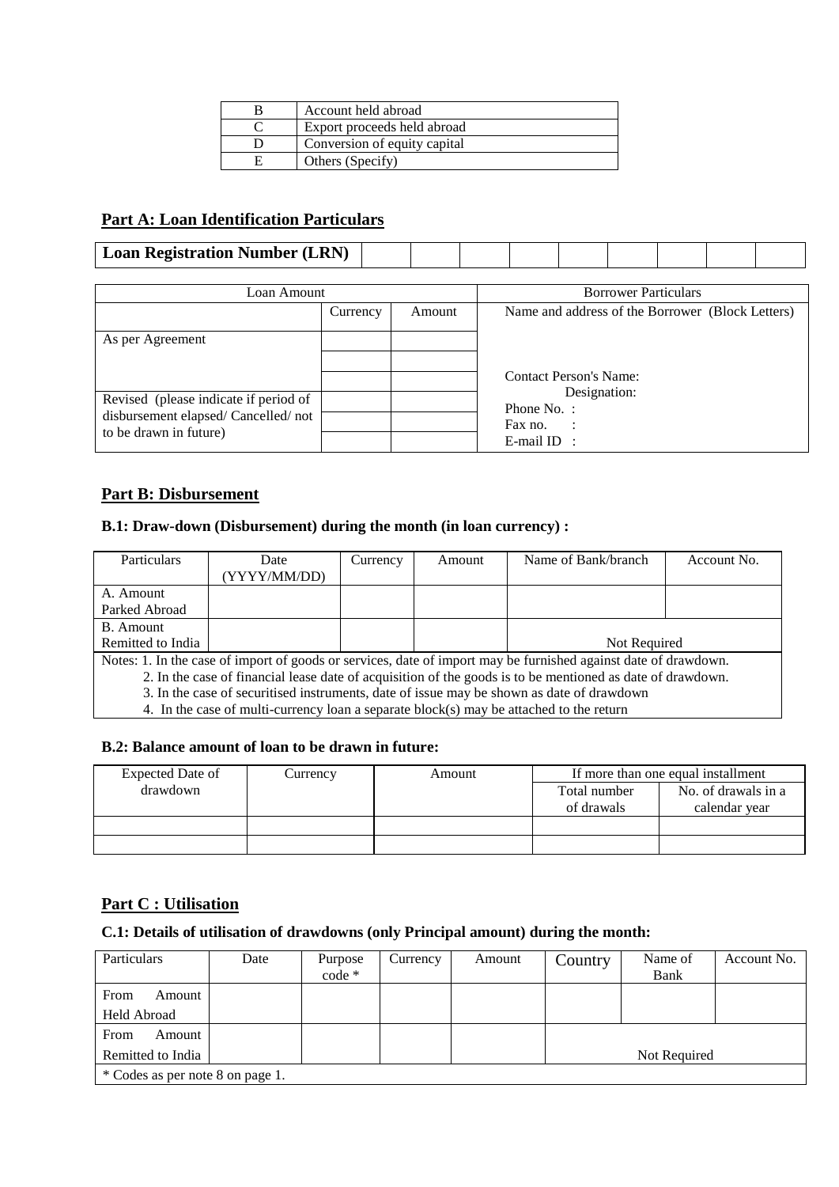| | |
|---|---|
| B | Account held abroad |
| C | Export proceeds held abroad |
| D | Conversion of equity capital |
| E | Others (Specify) |

## Part A: Loan Identification Particulars

| Loan Registration Number (LRN) | | | | | | | | | |
|---|---|---|---|---|---|---|---|---|---|

| Loan Amount | | | Borrower Particulars |
|---|---|---|---|
| | Currency | Amount | Name and address of the Borrower (Block Letters) |
| As per Agreement | | | |
| | | | |
| | | | Contact Person's Name:<br>Designation: |
| Revised (please indicate if period of disbursement elapsed/ Cancelled/ not to be drawn in future) | | | Phone No. :<br>Fax no. :<br>E-mail ID : |
| | | | |

## Part B: Disbursement

### B.1: Draw-down (Disbursement) during the month (in loan currency) :

| Particulars | Date (YYYY/MM/DD) | Currency | Amount | Name of Bank/branch | Account No. |
|---|---|---|---|---|---|
| A. Amount Parked Abroad | | | | | |
| B. Amount Remitted to India | | | | Not Required | |

Notes: 1. In the case of import of goods or services, date of import may be furnished against date of drawdown.
2. In the case of financial lease date of acquisition of the goods is to be mentioned as date of drawdown.
3. In the case of securitised instruments, date of issue may be shown as date of drawdown
4. In the case of multi-currency loan a separate block(s) may be attached to the return

### B.2: Balance amount of loan to be drawn in future:

| Expected Date of drawdown | Currency | Amount | If more than one equal installment | |
|---|---|---|---|---|
| | | | Total number of drawals | No. of drawals in a calendar year |
| | | | | |
| | | | | |

## Part C : Utilisation

### C.1: Details of utilisation of drawdowns (only Principal amount) during the month:

| Particulars | Date | Purpose code * | Currency | Amount | Country | Name of Bank | Account No. |
|---|---|---|---|---|---|---|---|
| From Amount Held Abroad | | | | | | | |
| From Amount Remitted to India | | | | | Not Required | | |

* Codes as per note 8 on page 1.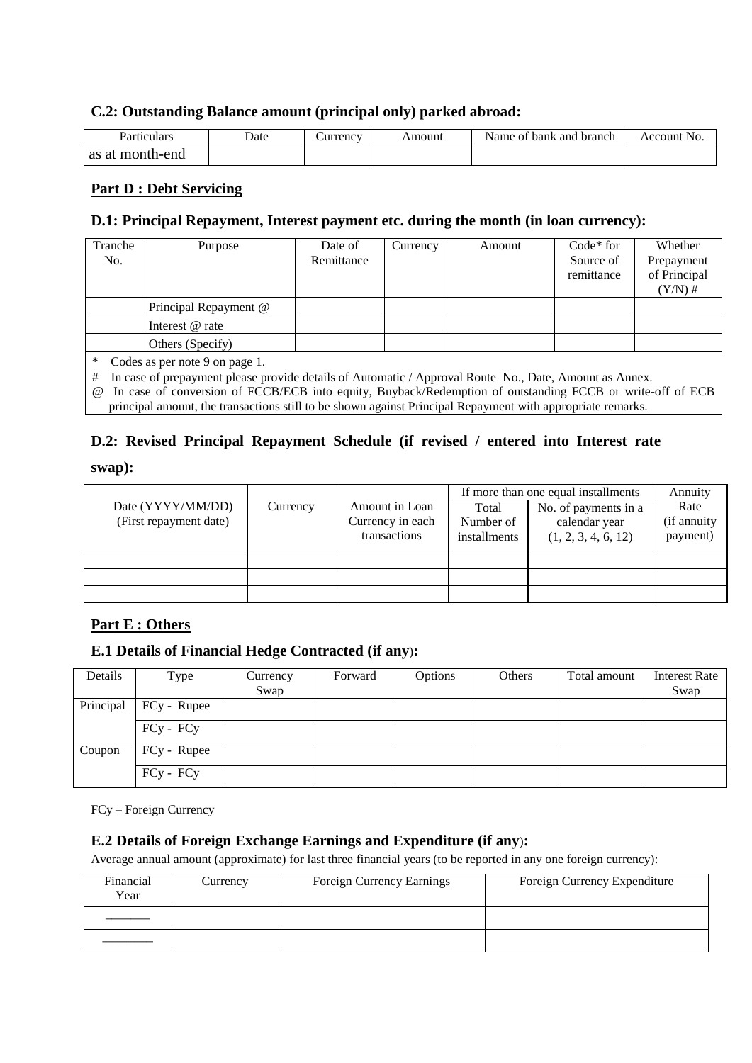### C.2: Outstanding Balance amount (principal only) parked abroad:

| Particulars | Date | Currency | Amount | Name of bank and branch | Account No. |
|---|---|---|---|---|---|
| as at month-end | | | | | |

## Part D : Debt Servicing

### D.1: Principal Repayment, Interest payment etc. during the month (in loan currency):

| Tranche No. | Purpose | Date of Remittance | Currency | Amount | Code* for Source of remittance | Whether Prepayment of Principal (Y/N) # |
|---|---|---|---|---|---|---|
| | Principal Repayment @ | | | | | |
| | Interest @ rate | | | | | |
| | Others (Specify) | | | | | |

\* Codes as per note 9 on page 1.

\# In case of prepayment please provide details of Automatic / Approval Route No., Date, Amount as Annex.

@ In case of conversion of FCCB/ECB into equity, Buyback/Redemption of outstanding FCCB or write-off of ECB principal amount, the transactions still to be shown against Principal Repayment with appropriate remarks.

### D.2: Revised Principal Repayment Schedule (if revised / entered into Interest rate swap):

| Date (YYYY/MM/DD) (First repayment date) | Currency | Amount in Loan Currency in each transactions | If more than one equal installments | | Annuity Rate (if annuity payment) |
|---|---|---|---|---|---|
| | | | Total Number of installments | No. of payments in a calendar year (1, 2, 3, 4, 6, 12) | |
| | | | | | |
| | | | | | |
| | | | | | |

## Part E : Others

### E.1 Details of Financial Hedge Contracted (if any):

| Details | Type | Currency Swap | Forward | Options | Others | Total amount | Interest Rate Swap |
|---|---|---|---|---|---|---|---|
| Principal | FCy - Rupee | | | | | | |
| | FCy - FCy | | | | | | |
| Coupon | FCy - Rupee | | | | | | |
| | FCy - FCy | | | | | | |

FCy – Foreign Currency

### E.2 Details of Foreign Exchange Earnings and Expenditure (if any):

Average annual amount (approximate) for last three financial years (to be reported in any one foreign currency):

| Financial Year | Currency | Foreign Currency Earnings | Foreign Currency Expenditure |
|---|---|---|---|
| _______ | | | |
| _______ | | | |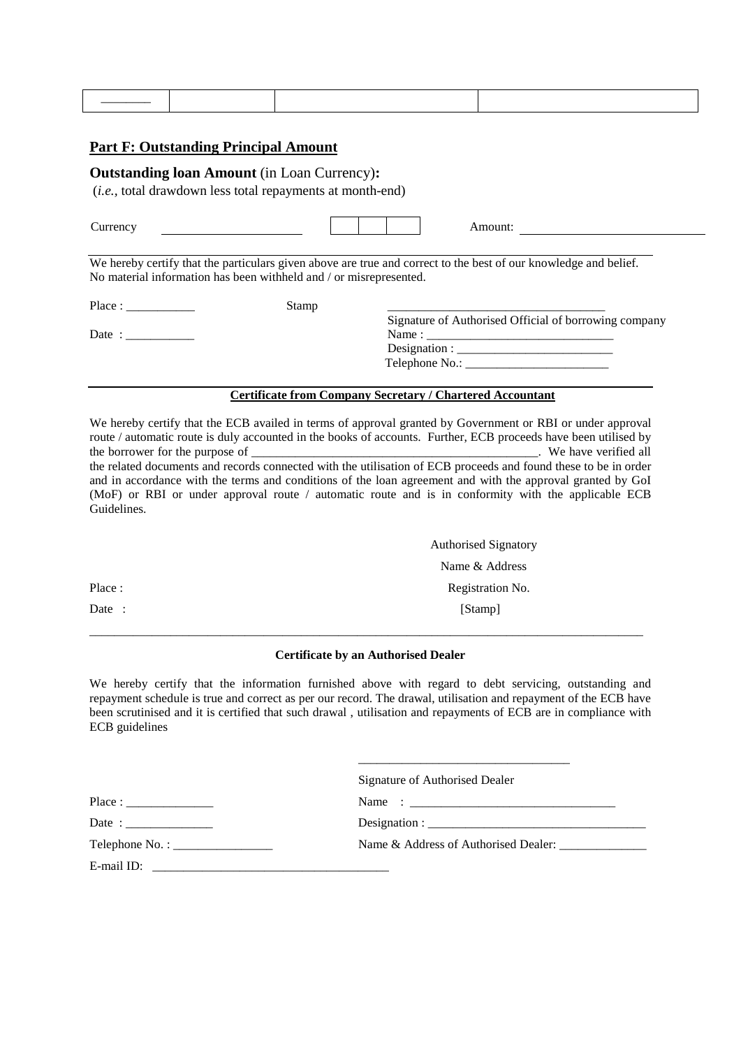| | | | |
|---|---|---|---|
| ________ | | | |

## Part F: Outstanding Principal Amount

**Outstanding loan Amount** (in Loan Currency)**:**
(*i.e.,* total drawdown less total repayments at month-end)

Currency ____________________ | | | | Amount: ____________________________

We hereby certify that the particulars given above are true and correct to the best of our knowledge and belief. No material information has been withheld and / or misrepresented.

Place : ___________

Date : ___________

Stamp

___________________________________
Signature of Authorised Official of borrowing company
Name : ______________________________
Designation : __________________________
Telephone No.: _______________________

**Certificate from Company Secretary / Chartered Accountant**

We hereby certify that the ECB availed in terms of approval granted by Government or RBI or under approval route / automatic route is duly accounted in the books of accounts. Further, ECB proceeds have been utilised by the borrower for the purpose of ______________________________________________. We have verified all the related documents and records connected with the utilisation of ECB proceeds and found these to be in order and in accordance with the terms and conditions of the loan agreement and with the approval granted by GoI (MoF) or RBI or under approval route / automatic route and is in conformity with the applicable ECB Guidelines.

Authorised Signatory
Name & Address
Registration No.
[Stamp]

Place :

Date :

**Certificate by an Authorised Dealer**

We hereby certify that the information furnished above with regard to debt servicing, outstanding and repayment schedule is true and correct as per our record. The drawal, utilisation and repayment of the ECB have been scrutinised and it is certified that such drawal , utilisation and repayments of ECB are in compliance with ECB guidelines

_________________________________
Signature of Authorised Dealer
Name : _________________________________
Designation : ___________________________________
Name & Address of Authorised Dealer: ______________

Place : ______________

Date : ______________

Telephone No. : ________________

E-mail ID: ______________________________________